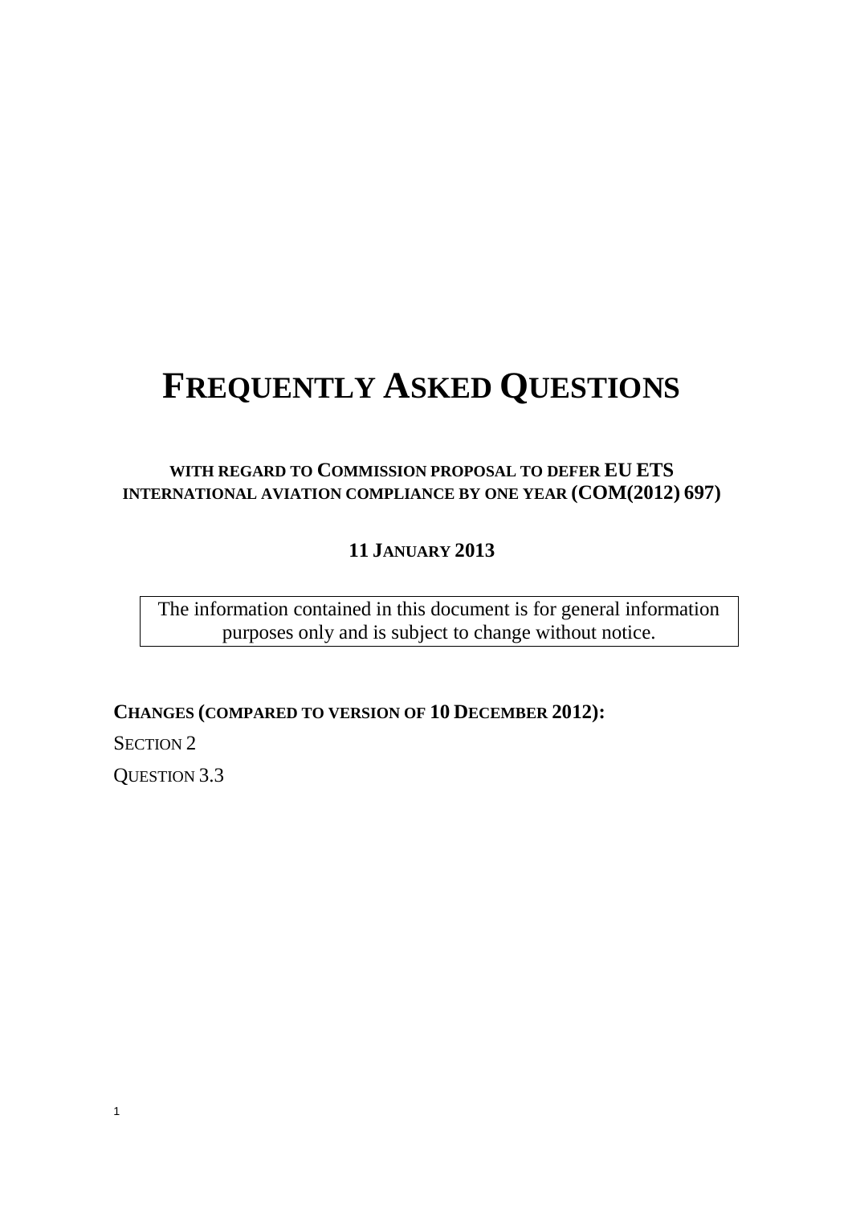# FREQUENTLY ASKED QUESTIONS

## WITH REGARD TO COMMISSION PROPOSAL TO DEFER EU ETS INTERNATIONAL AVIATION COMPLIANCE BY ONE YEAR (COM(2012) 697)

### 11 JANUARY 2013

| The information contained in this document is for general information purposes only and is subject to change without notice. |
| --- |

**CHANGES (COMPARED TO VERSION OF 10 DECEMBER 2012):**

SECTION 2

QUESTION 3.3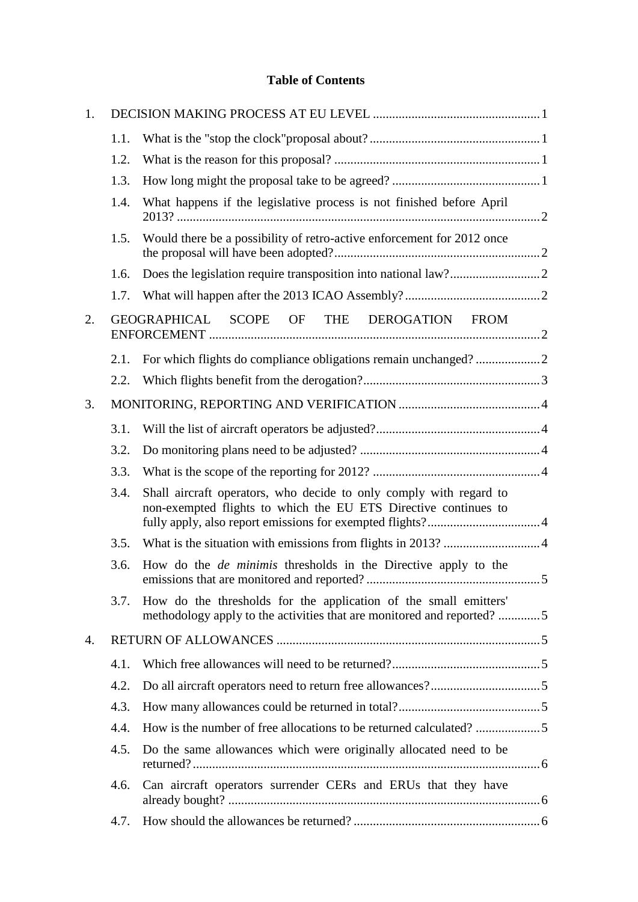**Table of Contents**

1. DECISION MAKING PROCESS AT EU LEVEL ....................................................1
   - 1.1. What is the "stop the clock"proposal about? ....................................................1
   - 1.2. What is the reason for this proposal? ....................................................1
   - 1.3. How long might the proposal take to be agreed? ....................................................1
   - 1.4. What happens if the legislative process is not finished before April 2013? ....................................................2
   - 1.5. Would there be a possibility of retro-active enforcement for 2012 once the proposal will have been adopted? ....................................................2
   - 1.6. Does the legislation require transposition into national law? ....................................................2
   - 1.7. What will happen after the 2013 ICAO Assembly? ....................................................2
2. GEOGRAPHICAL SCOPE OF THE DEROGATION FROM ENFORCEMENT ....................................................2
   - 2.1. For which flights do compliance obligations remain unchanged? ....................................................2
   - 2.2. Which flights benefit from the derogation? ....................................................3
3. MONITORING, REPORTING AND VERIFICATION ....................................................4
   - 3.1. Will the list of aircraft operators be adjusted? ....................................................4
   - 3.2. Do monitoring plans need to be adjusted? ....................................................4
   - 3.3. What is the scope of the reporting for 2012? ....................................................4
   - 3.4. Shall aircraft operators, who decide to only comply with regard to non-exempted flights to which the EU ETS Directive continues to fully apply, also report emissions for exempted flights? ....................................................4
   - 3.5. What is the situation with emissions from flights in 2013? ....................................................4
   - 3.6. How do the *de minimis* thresholds in the Directive apply to the emissions that are monitored and reported? ....................................................5
   - 3.7. How do the thresholds for the application of the small emitters' methodology apply to the activities that are monitored and reported? ....................................................5
4. RETURN OF ALLOWANCES ....................................................5
   - 4.1. Which free allowances will need to be returned? ....................................................5
   - 4.2. Do all aircraft operators need to return free allowances? ....................................................5
   - 4.3. How many allowances could be returned in total? ....................................................5
   - 4.4. How is the number of free allocations to be returned calculated? ....................................................5
   - 4.5. Do the same allowances which were originally allocated need to be returned? ....................................................6
   - 4.6. Can aircraft operators surrender CERs and ERUs that they have already bought? ....................................................6
   - 4.7. How should the allowances be returned? ....................................................6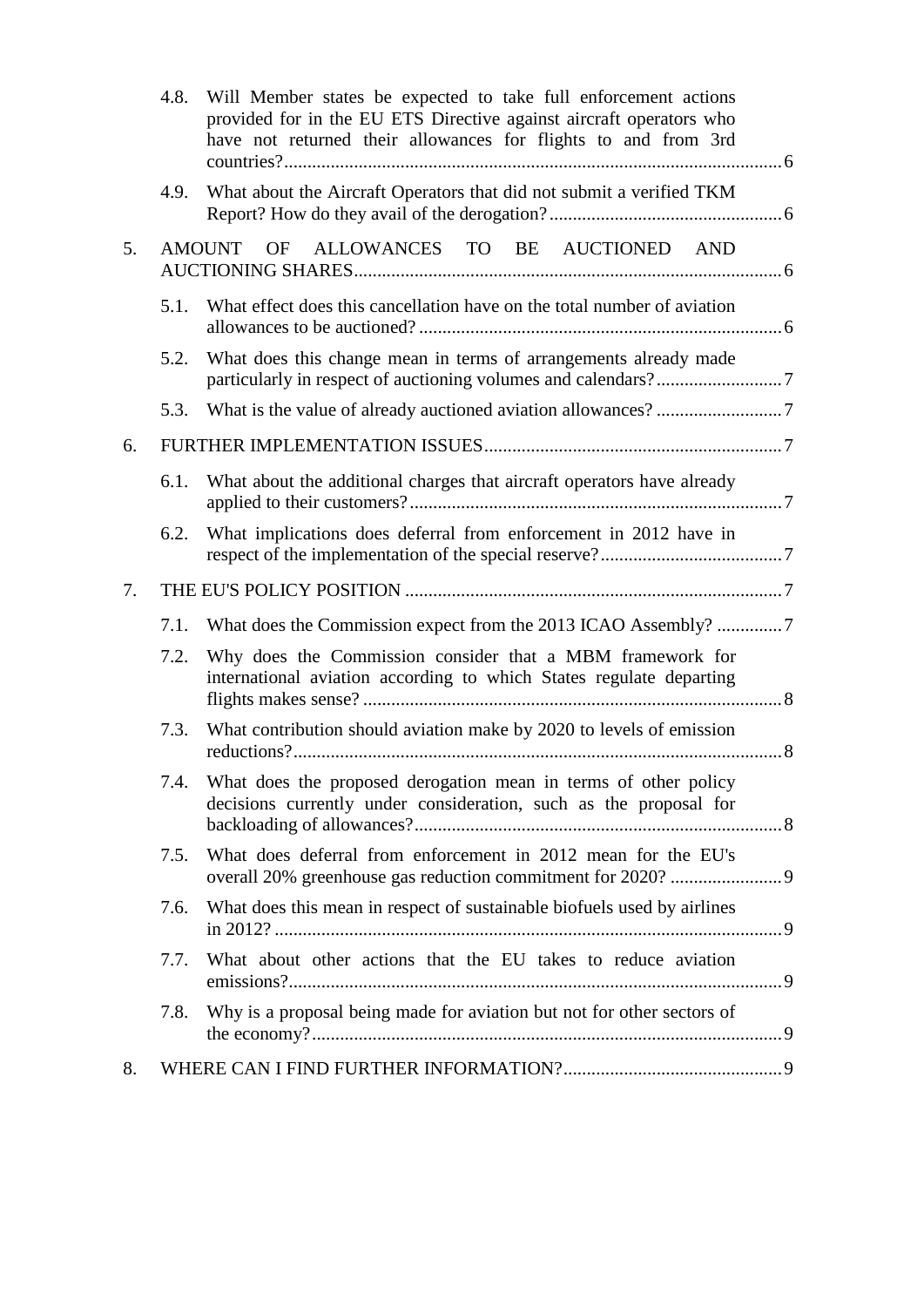4.8. Will Member states be expected to take full enforcement actions provided for in the EU ETS Directive against aircraft operators who have not returned their allowances for flights to and from 3rd countries? ... 6

4.9. What about the Aircraft Operators that did not submit a verified TKM Report? How do they avail of the derogation? ... 6

5. AMOUNT OF ALLOWANCES TO BE AUCTIONED AND AUCTIONING SHARES ... 6

5.1. What effect does this cancellation have on the total number of aviation allowances to be auctioned? ... 6

5.2. What does this change mean in terms of arrangements already made particularly in respect of auctioning volumes and calendars? ... 7

5.3. What is the value of already auctioned aviation allowances? ... 7

6. FURTHER IMPLEMENTATION ISSUES ... 7

6.1. What about the additional charges that aircraft operators have already applied to their customers? ... 7

6.2. What implications does deferral from enforcement in 2012 have in respect of the implementation of the special reserve? ... 7

7. THE EU'S POLICY POSITION ... 7

7.1. What does the Commission expect from the 2013 ICAO Assembly? ... 7

7.2. Why does the Commission consider that a MBM framework for international aviation according to which States regulate departing flights makes sense? ... 8

7.3. What contribution should aviation make by 2020 to levels of emission reductions? ... 8

7.4. What does the proposed derogation mean in terms of other policy decisions currently under consideration, such as the proposal for backloading of allowances? ... 8

7.5. What does deferral from enforcement in 2012 mean for the EU's overall 20% greenhouse gas reduction commitment for 2020? ... 9

7.6. What does this mean in respect of sustainable biofuels used by airlines in 2012? ... 9

7.7. What about other actions that the EU takes to reduce aviation emissions? ... 9

7.8. Why is a proposal being made for aviation but not for other sectors of the economy? ... 9

8. WHERE CAN I FIND FURTHER INFORMATION? ... 9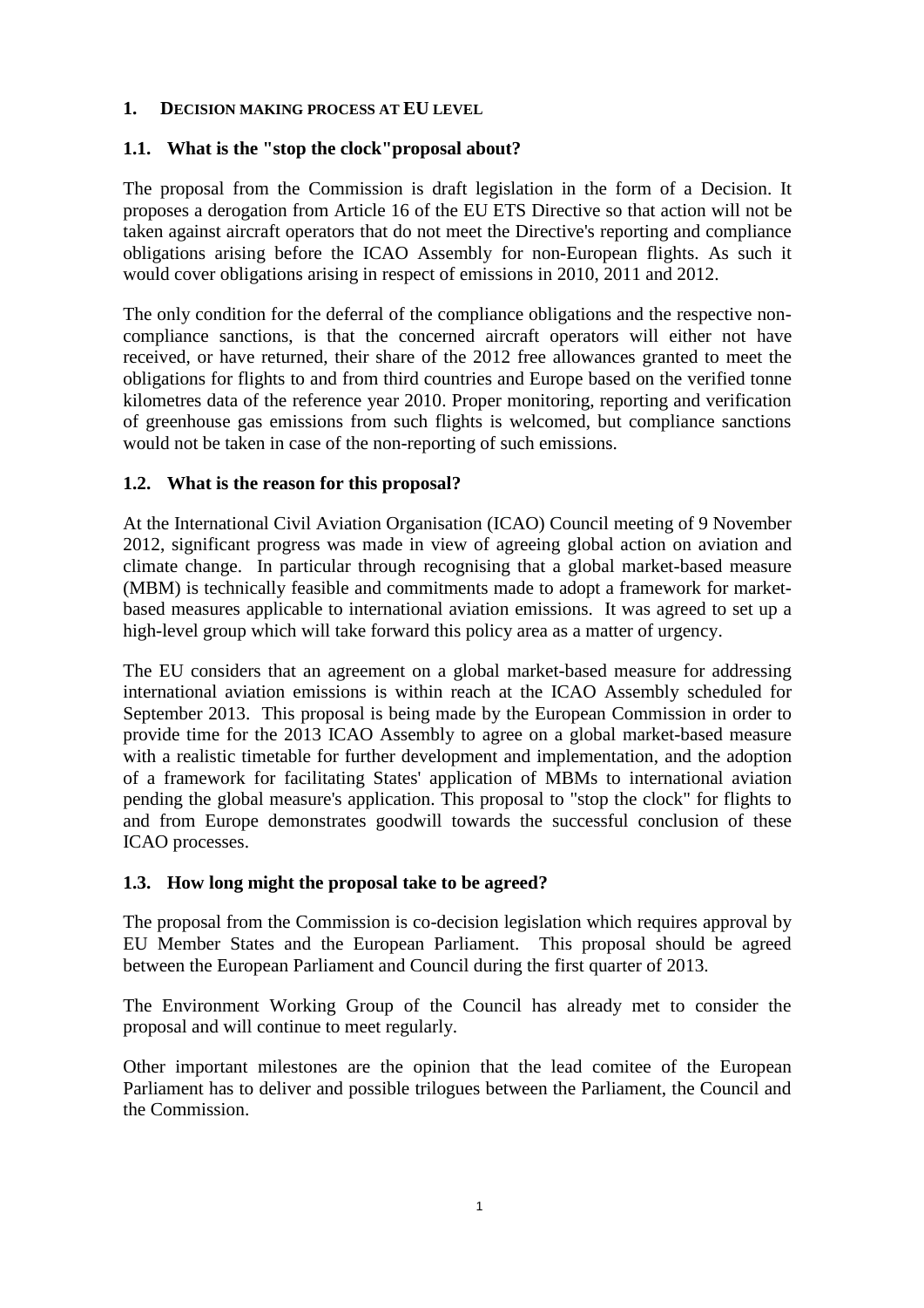# 1. DECISION MAKING PROCESS AT EU LEVEL

## 1.1. What is the "stop the clock"proposal about?

The proposal from the Commission is draft legislation in the form of a Decision. It proposes a derogation from Article 16 of the EU ETS Directive so that action will not be taken against aircraft operators that do not meet the Directive's reporting and compliance obligations arising before the ICAO Assembly for non-European flights. As such it would cover obligations arising in respect of emissions in 2010, 2011 and 2012.

The only condition for the deferral of the compliance obligations and the respective non-compliance sanctions, is that the concerned aircraft operators will either not have received, or have returned, their share of the 2012 free allowances granted to meet the obligations for flights to and from third countries and Europe based on the verified tonne kilometres data of the reference year 2010. Proper monitoring, reporting and verification of greenhouse gas emissions from such flights is welcomed, but compliance sanctions would not be taken in case of the non-reporting of such emissions.

## 1.2. What is the reason for this proposal?

At the International Civil Aviation Organisation (ICAO) Council meeting of 9 November 2012, significant progress was made in view of agreeing global action on aviation and climate change. In particular through recognising that a global market-based measure (MBM) is technically feasible and commitments made to adopt a framework for market-based measures applicable to international aviation emissions. It was agreed to set up a high-level group which will take forward this policy area as a matter of urgency.

The EU considers that an agreement on a global market-based measure for addressing international aviation emissions is within reach at the ICAO Assembly scheduled for September 2013. This proposal is being made by the European Commission in order to provide time for the 2013 ICAO Assembly to agree on a global market-based measure with a realistic timetable for further development and implementation, and the adoption of a framework for facilitating States' application of MBMs to international aviation pending the global measure's application. This proposal to "stop the clock" for flights to and from Europe demonstrates goodwill towards the successful conclusion of these ICAO processes.

## 1.3. How long might the proposal take to be agreed?

The proposal from the Commission is co-decision legislation which requires approval by EU Member States and the European Parliament. This proposal should be agreed between the European Parliament and Council during the first quarter of 2013.

The Environment Working Group of the Council has already met to consider the proposal and will continue to meet regularly.

Other important milestones are the opinion that the lead comitee of the European Parliament has to deliver and possible trilogues between the Parliament, the Council and the Commission.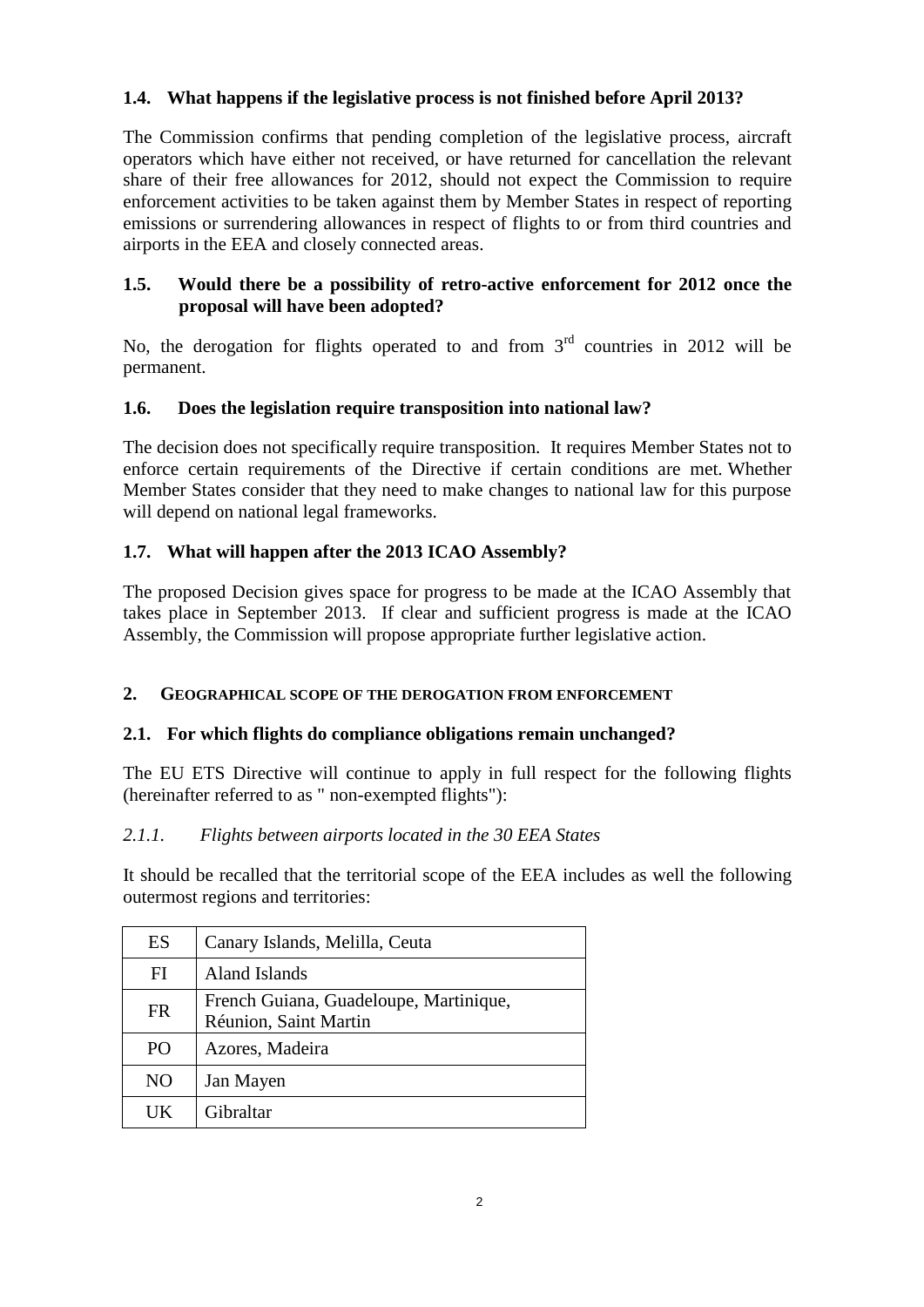### 1.4. What happens if the legislative process is not finished before April 2013?

The Commission confirms that pending completion of the legislative process, aircraft operators which have either not received, or have returned for cancellation the relevant share of their free allowances for 2012, should not expect the Commission to require enforcement activities to be taken against them by Member States in respect of reporting emissions or surrendering allowances in respect of flights to or from third countries and airports in the EEA and closely connected areas.

### 1.5. Would there be a possibility of retro-active enforcement for 2012 once the proposal will have been adopted?

No, the derogation for flights operated to and from 3rd countries in 2012 will be permanent.

### 1.6. Does the legislation require transposition into national law?

The decision does not specifically require transposition. It requires Member States not to enforce certain requirements of the Directive if certain conditions are met. Whether Member States consider that they need to make changes to national law for this purpose will depend on national legal frameworks.

### 1.7. What will happen after the 2013 ICAO Assembly?

The proposed Decision gives space for progress to be made at the ICAO Assembly that takes place in September 2013. If clear and sufficient progress is made at the ICAO Assembly, the Commission will propose appropriate further legislative action.

## 2. GEOGRAPHICAL SCOPE OF THE DEROGATION FROM ENFORCEMENT

### 2.1. For which flights do compliance obligations remain unchanged?

The EU ETS Directive will continue to apply in full respect for the following flights (hereinafter referred to as " non-exempted flights"):

#### *2.1.1. Flights between airports located in the 30 EEA States*

It should be recalled that the territorial scope of the EEA includes as well the following outermost regions and territories:

| ES | Canary Islands, Melilla, Ceuta |
|---|---|
| FI | Aland Islands |
| FR | French Guiana, Guadeloupe, Martinique, Réunion, Saint Martin |
| PO | Azores, Madeira |
| NO | Jan Mayen |
| UK | Gibraltar |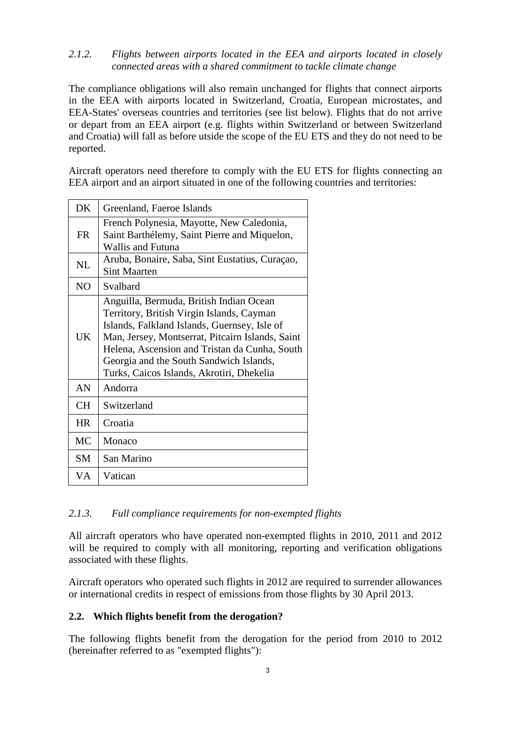### *2.1.2. Flights between airports located in the EEA and airports located in closely connected areas with a shared commitment to tackle climate change*

The compliance obligations will also remain unchanged for flights that connect airports in the EEA with airports located in Switzerland, Croatia, European microstates, and EEA-States' overseas countries and territories (see list below). Flights that do not arrive or depart from an EEA airport (e.g. flights within Switzerland or between Switzerland and Croatia) will fall as before utside the scope of the EU ETS and they do not need to be reported.

Aircraft operators need therefore to comply with the EU ETS for flights connecting an EEA airport and an airport situated in one of the following countries and territories:

| | |
|---|---|
| DK | Greenland, Faeroe Islands |
| FR | French Polynesia, Mayotte, New Caledonia, Saint Barthélemy, Saint Pierre and Miquelon, Wallis and Futuna |
| NL | Aruba, Bonaire, Saba, Sint Eustatius, Curaçao, Sint Maarten |
| NO | Svalbard |
| UK | Anguilla, Bermuda, British Indian Ocean Territory, British Virgin Islands, Cayman Islands, Falkland Islands, Guernsey, Isle of Man, Jersey, Montserrat, Pitcairn Islands, Saint Helena, Ascension and Tristan da Cunha, South Georgia and the South Sandwich Islands, Turks, Caicos Islands, Akrotiri, Dhekelia |
| AN | Andorra |
| CH | Switzerland |
| HR | Croatia |
| MC | Monaco |
| SM | San Marino |
| VA | Vatican |

### *2.1.3. Full compliance requirements for non-exempted flights*

All aircraft operators who have operated non-exempted flights in 2010, 2011 and 2012 will be required to comply with all monitoring, reporting and verification obligations associated with these flights.

Aircraft operators who operated such flights in 2012 are required to surrender allowances or international credits in respect of emissions from those flights by 30 April 2013.

## **2.2. Which flights benefit from the derogation?**

The following flights benefit from the derogation for the period from 2010 to 2012 (hereinafter referred to as "exempted flights"):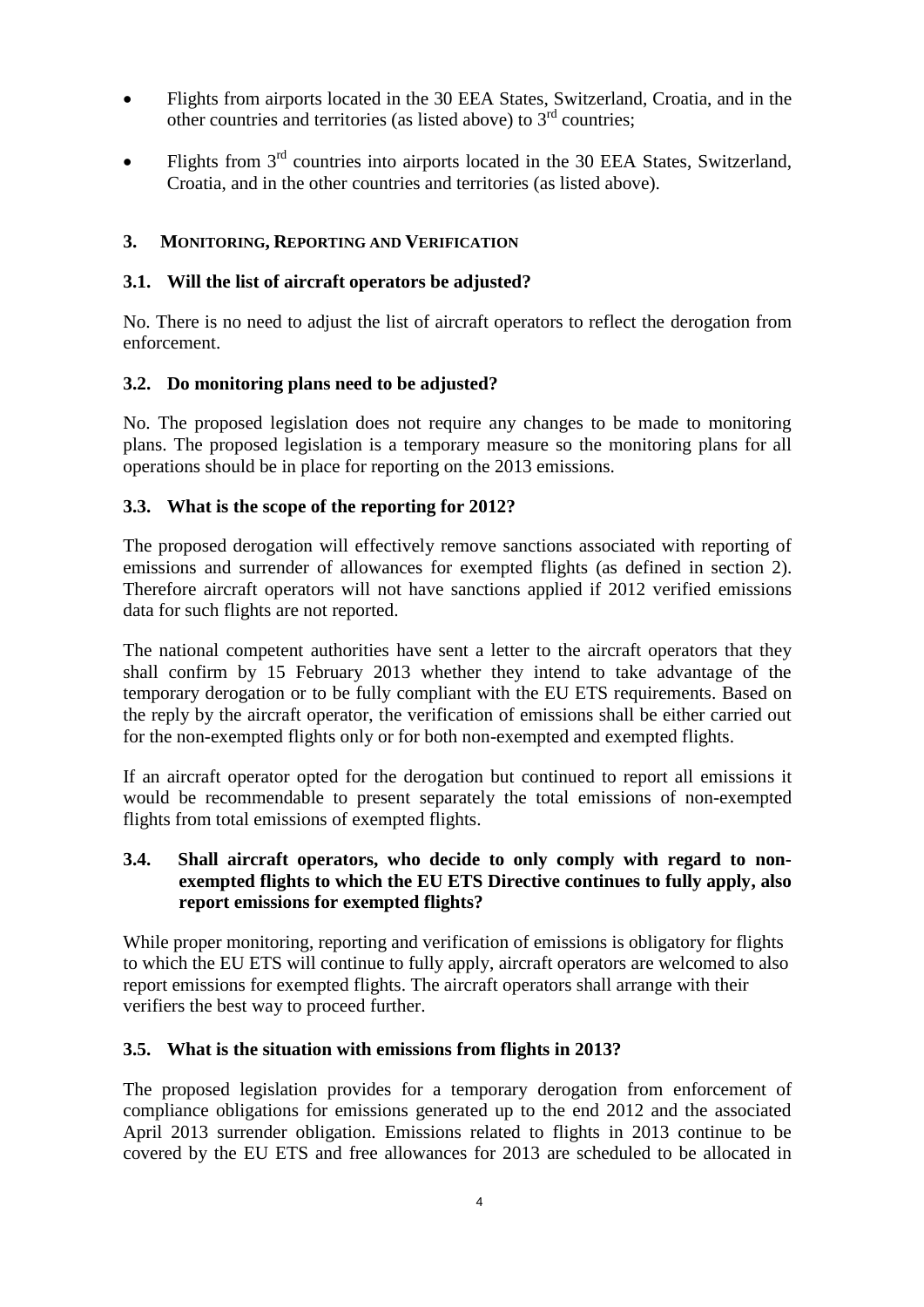- Flights from airports located in the 30 EEA States, Switzerland, Croatia, and in the other countries and territories (as listed above) to 3rd countries;
- Flights from 3rd countries into airports located in the 30 EEA States, Switzerland, Croatia, and in the other countries and territories (as listed above).

## 3. Monitoring, Reporting and Verification

### 3.1. Will the list of aircraft operators be adjusted?

No. There is no need to adjust the list of aircraft operators to reflect the derogation from enforcement.

### 3.2. Do monitoring plans need to be adjusted?

No. The proposed legislation does not require any changes to be made to monitoring plans. The proposed legislation is a temporary measure so the monitoring plans for all operations should be in place for reporting on the 2013 emissions.

### 3.3. What is the scope of the reporting for 2012?

The proposed derogation will effectively remove sanctions associated with reporting of emissions and surrender of allowances for exempted flights (as defined in section 2). Therefore aircraft operators will not have sanctions applied if 2012 verified emissions data for such flights are not reported.

The national competent authorities have sent a letter to the aircraft operators that they shall confirm by 15 February 2013 whether they intend to take advantage of the temporary derogation or to be fully compliant with the EU ETS requirements. Based on the reply by the aircraft operator, the verification of emissions shall be either carried out for the non-exempted flights only or for both non-exempted and exempted flights.

If an aircraft operator opted for the derogation but continued to report all emissions it would be recommendable to present separately the total emissions of non-exempted flights from total emissions of exempted flights.

### 3.4. Shall aircraft operators, who decide to only comply with regard to non-exempted flights to which the EU ETS Directive continues to fully apply, also report emissions for exempted flights?

While proper monitoring, reporting and verification of emissions is obligatory for flights to which the EU ETS will continue to fully apply, aircraft operators are welcomed to also report emissions for exempted flights. The aircraft operators shall arrange with their verifiers the best way to proceed further.

### 3.5. What is the situation with emissions from flights in 2013?

The proposed legislation provides for a temporary derogation from enforcement of compliance obligations for emissions generated up to the end 2012 and the associated April 2013 surrender obligation. Emissions related to flights in 2013 continue to be covered by the EU ETS and free allowances for 2013 are scheduled to be allocated in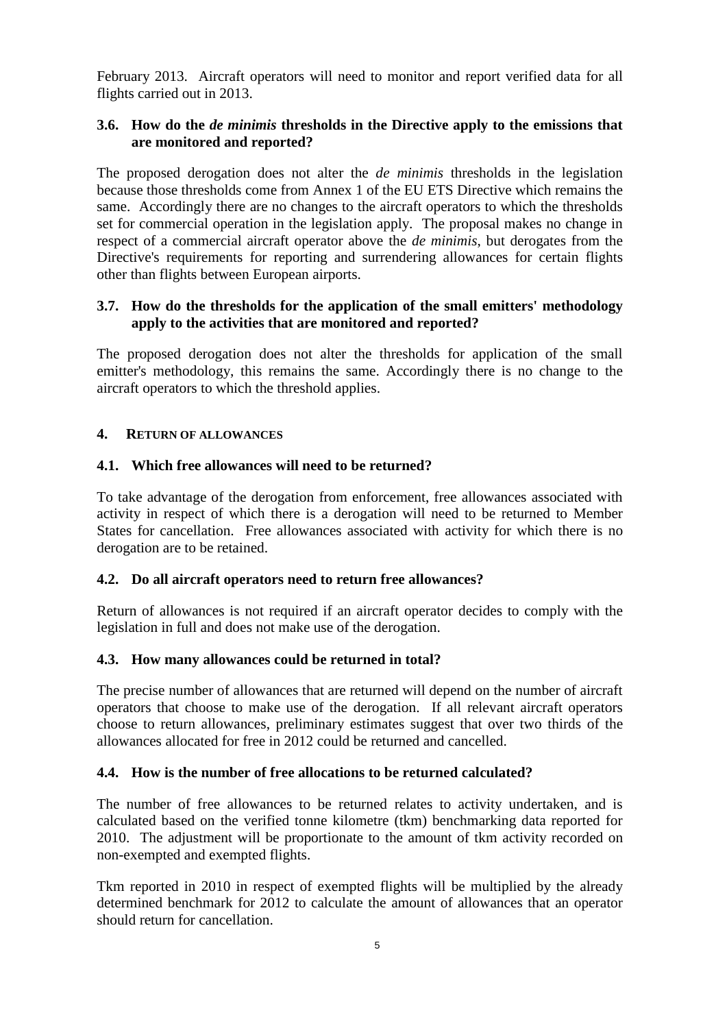February 2013. Aircraft operators will need to monitor and report verified data for all flights carried out in 2013.

### 3.6. How do the *de minimis* thresholds in the Directive apply to the emissions that are monitored and reported?

The proposed derogation does not alter the *de minimis* thresholds in the legislation because those thresholds come from Annex 1 of the EU ETS Directive which remains the same. Accordingly there are no changes to the aircraft operators to which the thresholds set for commercial operation in the legislation apply. The proposal makes no change in respect of a commercial aircraft operator above the *de minimis*, but derogates from the Directive's requirements for reporting and surrendering allowances for certain flights other than flights between European airports.

### 3.7. How do the thresholds for the application of the small emitters' methodology apply to the activities that are monitored and reported?

The proposed derogation does not alter the thresholds for application of the small emitter's methodology, this remains the same. Accordingly there is no change to the aircraft operators to which the threshold applies.

## 4. RETURN OF ALLOWANCES

### 4.1. Which free allowances will need to be returned?

To take advantage of the derogation from enforcement, free allowances associated with activity in respect of which there is a derogation will need to be returned to Member States for cancellation. Free allowances associated with activity for which there is no derogation are to be retained.

### 4.2. Do all aircraft operators need to return free allowances?

Return of allowances is not required if an aircraft operator decides to comply with the legislation in full and does not make use of the derogation.

### 4.3. How many allowances could be returned in total?

The precise number of allowances that are returned will depend on the number of aircraft operators that choose to make use of the derogation. If all relevant aircraft operators choose to return allowances, preliminary estimates suggest that over two thirds of the allowances allocated for free in 2012 could be returned and cancelled.

### 4.4. How is the number of free allocations to be returned calculated?

The number of free allowances to be returned relates to activity undertaken, and is calculated based on the verified tonne kilometre (tkm) benchmarking data reported for 2010. The adjustment will be proportionate to the amount of tkm activity recorded on non-exempted and exempted flights.

Tkm reported in 2010 in respect of exempted flights will be multiplied by the already determined benchmark for 2012 to calculate the amount of allowances that an operator should return for cancellation.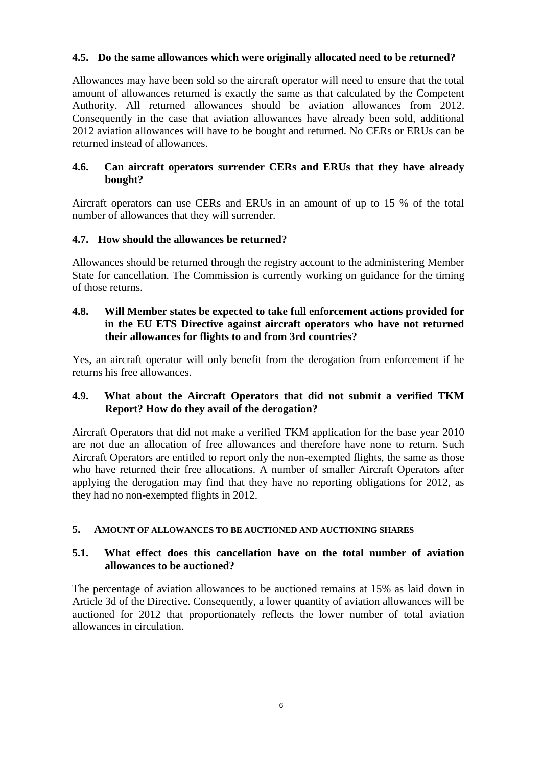### 4.5. Do the same allowances which were originally allocated need to be returned?

Allowances may have been sold so the aircraft operator will need to ensure that the total amount of allowances returned is exactly the same as that calculated by the Competent Authority. All returned allowances should be aviation allowances from 2012. Consequently in the case that aviation allowances have already been sold, additional 2012 aviation allowances will have to be bought and returned. No CERs or ERUs can be returned instead of allowances.

### 4.6. Can aircraft operators surrender CERs and ERUs that they have already bought?

Aircraft operators can use CERs and ERUs in an amount of up to 15 % of the total number of allowances that they will surrender.

### 4.7. How should the allowances be returned?

Allowances should be returned through the registry account to the administering Member State for cancellation. The Commission is currently working on guidance for the timing of those returns.

### 4.8. Will Member states be expected to take full enforcement actions provided for in the EU ETS Directive against aircraft operators who have not returned their allowances for flights to and from 3rd countries?

Yes, an aircraft operator will only benefit from the derogation from enforcement if he returns his free allowances.

### 4.9. What about the Aircraft Operators that did not submit a verified TKM Report? How do they avail of the derogation?

Aircraft Operators that did not make a verified TKM application for the base year 2010 are not due an allocation of free allowances and therefore have none to return. Such Aircraft Operators are entitled to report only the non-exempted flights, the same as those who have returned their free allocations. A number of smaller Aircraft Operators after applying the derogation may find that they have no reporting obligations for 2012, as they had no non-exempted flights in 2012.

## 5. AMOUNT OF ALLOWANCES TO BE AUCTIONED AND AUCTIONING SHARES

### 5.1. What effect does this cancellation have on the total number of aviation allowances to be auctioned?

The percentage of aviation allowances to be auctioned remains at 15% as laid down in Article 3d of the Directive. Consequently, a lower quantity of aviation allowances will be auctioned for 2012 that proportionately reflects the lower number of total aviation allowances in circulation.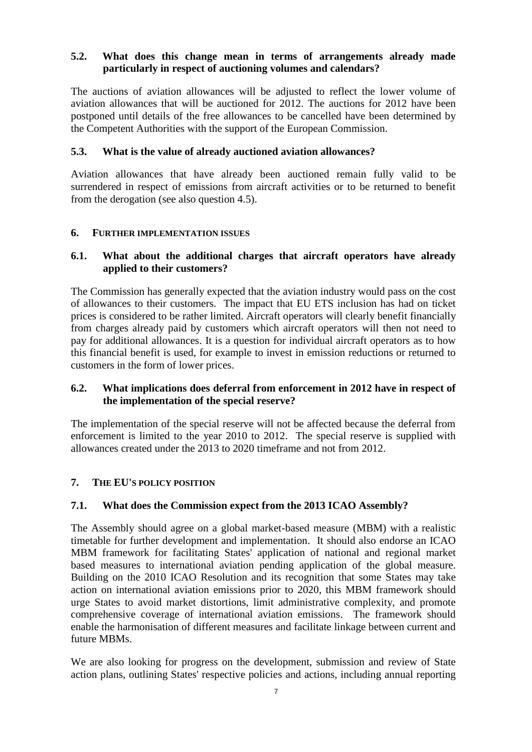### 5.2. What does this change mean in terms of arrangements already made particularly in respect of auctioning volumes and calendars?

The auctions of aviation allowances will be adjusted to reflect the lower volume of aviation allowances that will be auctioned for 2012. The auctions for 2012 have been postponed until details of the free allowances to be cancelled have been determined by the Competent Authorities with the support of the European Commission.

### 5.3. What is the value of already auctioned aviation allowances?

Aviation allowances that have already been auctioned remain fully valid to be surrendered in respect of emissions from aircraft activities or to be returned to benefit from the derogation (see also question 4.5).

## 6. FURTHER IMPLEMENTATION ISSUES

### 6.1. What about the additional charges that aircraft operators have already applied to their customers?

The Commission has generally expected that the aviation industry would pass on the cost of allowances to their customers. The impact that EU ETS inclusion has had on ticket prices is considered to be rather limited. Aircraft operators will clearly benefit financially from charges already paid by customers which aircraft operators will then not need to pay for additional allowances. It is a question for individual aircraft operators as to how this financial benefit is used, for example to invest in emission reductions or returned to customers in the form of lower prices.

### 6.2. What implications does deferral from enforcement in 2012 have in respect of the implementation of the special reserve?

The implementation of the special reserve will not be affected because the deferral from enforcement is limited to the year 2010 to 2012. The special reserve is supplied with allowances created under the 2013 to 2020 timeframe and not from 2012.

## 7. THE EU'S POLICY POSITION

### 7.1. What does the Commission expect from the 2013 ICAO Assembly?

The Assembly should agree on a global market-based measure (MBM) with a realistic timetable for further development and implementation. It should also endorse an ICAO MBM framework for facilitating States' application of national and regional market based measures to international aviation pending application of the global measure. Building on the 2010 ICAO Resolution and its recognition that some States may take action on international aviation emissions prior to 2020, this MBM framework should urge States to avoid market distortions, limit administrative complexity, and promote comprehensive coverage of international aviation emissions. The framework should enable the harmonisation of different measures and facilitate linkage between current and future MBMs.

We are also looking for progress on the development, submission and review of State action plans, outlining States' respective policies and actions, including annual reporting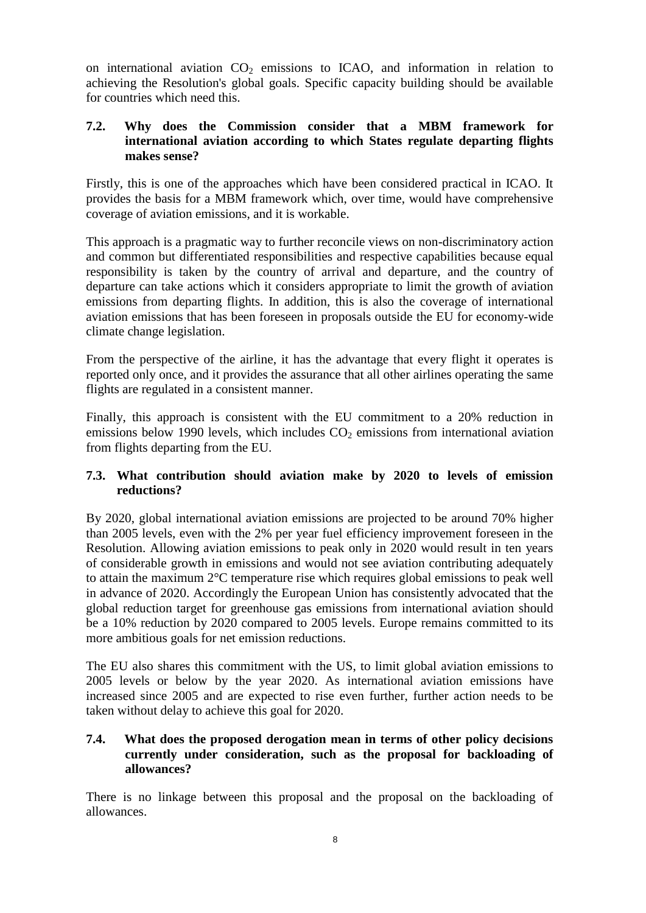on international aviation $CO_2$ emissions to ICAO, and information in relation to achieving the Resolution's global goals. Specific capacity building should be available for countries which need this.

### 7.2. Why does the Commission consider that a MBM framework for international aviation according to which States regulate departing flights makes sense?

Firstly, this is one of the approaches which have been considered practical in ICAO. It provides the basis for a MBM framework which, over time, would have comprehensive coverage of aviation emissions, and it is workable.

This approach is a pragmatic way to further reconcile views on non-discriminatory action and common but differentiated responsibilities and respective capabilities because equal responsibility is taken by the country of arrival and departure, and the country of departure can take actions which it considers appropriate to limit the growth of aviation emissions from departing flights. In addition, this is also the coverage of international aviation emissions that has been foreseen in proposals outside the EU for economy-wide climate change legislation.

From the perspective of the airline, it has the advantage that every flight it operates is reported only once, and it provides the assurance that all other airlines operating the same flights are regulated in a consistent manner.

Finally, this approach is consistent with the EU commitment to a 20% reduction in emissions below 1990 levels, which includes $CO_2$ emissions from international aviation from flights departing from the EU.

### 7.3. What contribution should aviation make by 2020 to levels of emission reductions?

By 2020, global international aviation emissions are projected to be around 70% higher than 2005 levels, even with the 2% per year fuel efficiency improvement foreseen in the Resolution. Allowing aviation emissions to peak only in 2020 would result in ten years of considerable growth in emissions and would not see aviation contributing adequately to attain the maximum 2°C temperature rise which requires global emissions to peak well in advance of 2020. Accordingly the European Union has consistently advocated that the global reduction target for greenhouse gas emissions from international aviation should be a 10% reduction by 2020 compared to 2005 levels. Europe remains committed to its more ambitious goals for net emission reductions.

The EU also shares this commitment with the US, to limit global aviation emissions to 2005 levels or below by the year 2020. As international aviation emissions have increased since 2005 and are expected to rise even further, further action needs to be taken without delay to achieve this goal for 2020.

### 7.4. What does the proposed derogation mean in terms of other policy decisions currently under consideration, such as the proposal for backloading of allowances?

There is no linkage between this proposal and the proposal on the backloading of allowances.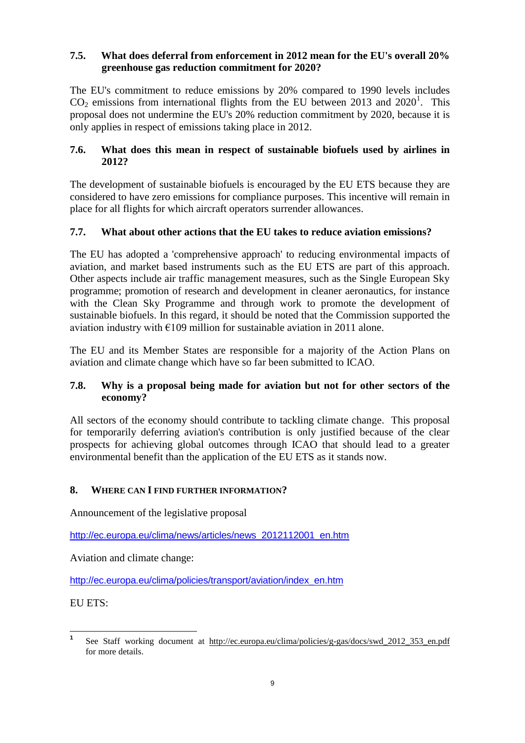### 7.5. What does deferral from enforcement in 2012 mean for the EU's overall 20% greenhouse gas reduction commitment for 2020?

The EU's commitment to reduce emissions by 20% compared to 1990 levels includes $CO_2$ emissions from international flights from the EU between 2013 and 2020[1]. This proposal does not undermine the EU's 20% reduction commitment by 2020, because it is only applies in respect of emissions taking place in 2012.

### 7.6. What does this mean in respect of sustainable biofuels used by airlines in 2012?

The development of sustainable biofuels is encouraged by the EU ETS because they are considered to have zero emissions for compliance purposes. This incentive will remain in place for all flights for which aircraft operators surrender allowances.

### 7.7. What about other actions that the EU takes to reduce aviation emissions?

The EU has adopted a 'comprehensive approach' to reducing environmental impacts of aviation, and market based instruments such as the EU ETS are part of this approach. Other aspects include air traffic management measures, such as the Single European Sky programme; promotion of research and development in cleaner aeronautics, for instance with the Clean Sky Programme and through work to promote the development of sustainable biofuels. In this regard, it should be noted that the Commission supported the aviation industry with €109 million for sustainable aviation in 2011 alone.

The EU and its Member States are responsible for a majority of the Action Plans on aviation and climate change which have so far been submitted to ICAO.

### 7.8. Why is a proposal being made for aviation but not for other sectors of the economy?

All sectors of the economy should contribute to tackling climate change. This proposal for temporarily deferring aviation's contribution is only justified because of the clear prospects for achieving global outcomes through ICAO that should lead to a greater environmental benefit than the application of the EU ETS as it stands now.

## 8. Where can I find further information?

Announcement of the legislative proposal

http://ec.europa.eu/clima/news/articles/news_2012112001_en.htm

Aviation and climate change:

http://ec.europa.eu/clima/policies/transport/aviation/index_en.htm

EU ETS:

---

[1] See Staff working document at http://ec.europa.eu/clima/policies/g-gas/docs/swd_2012_353_en.pdf for more details.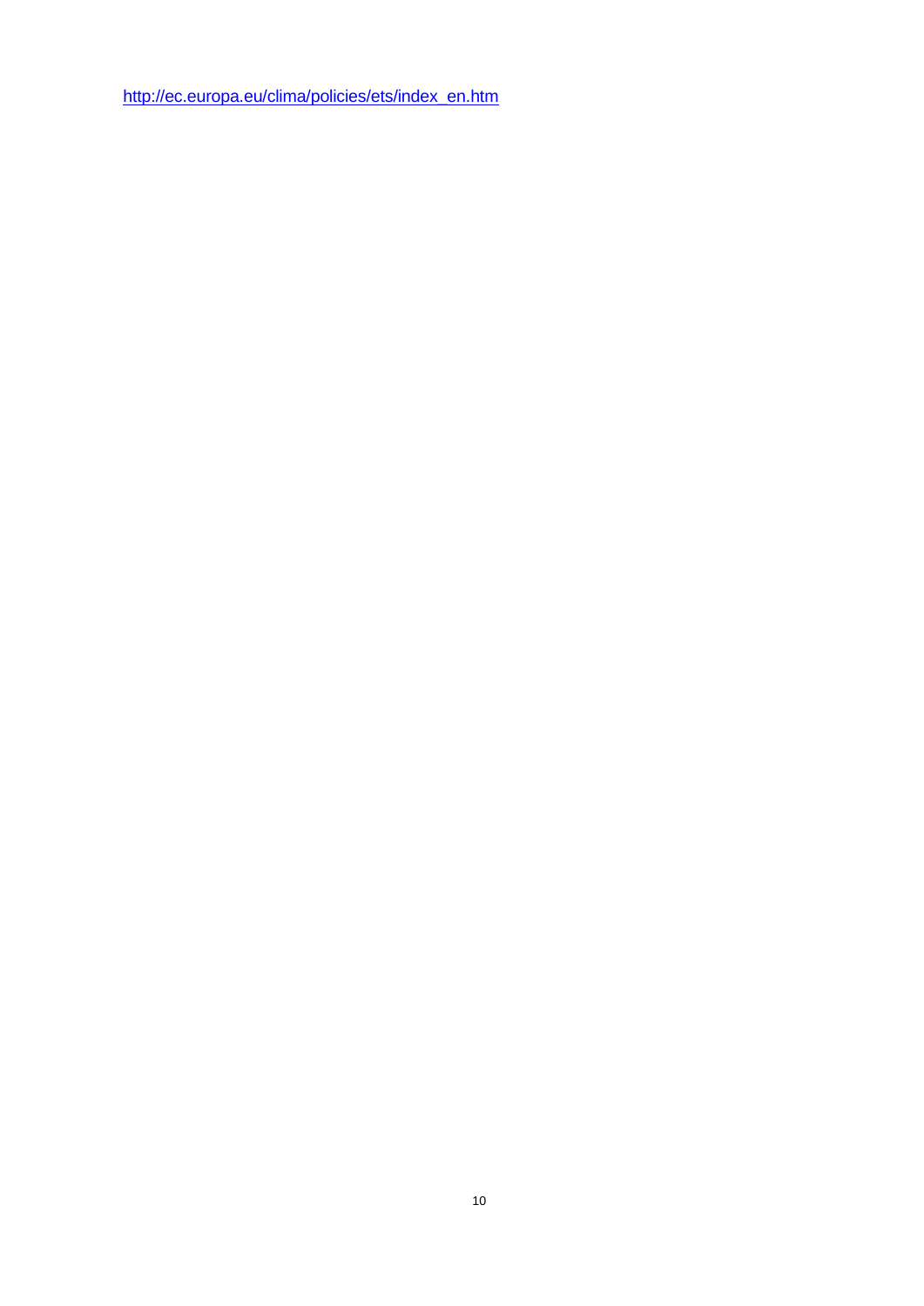http://ec.europa.eu/clima/policies/ets/index_en.htm